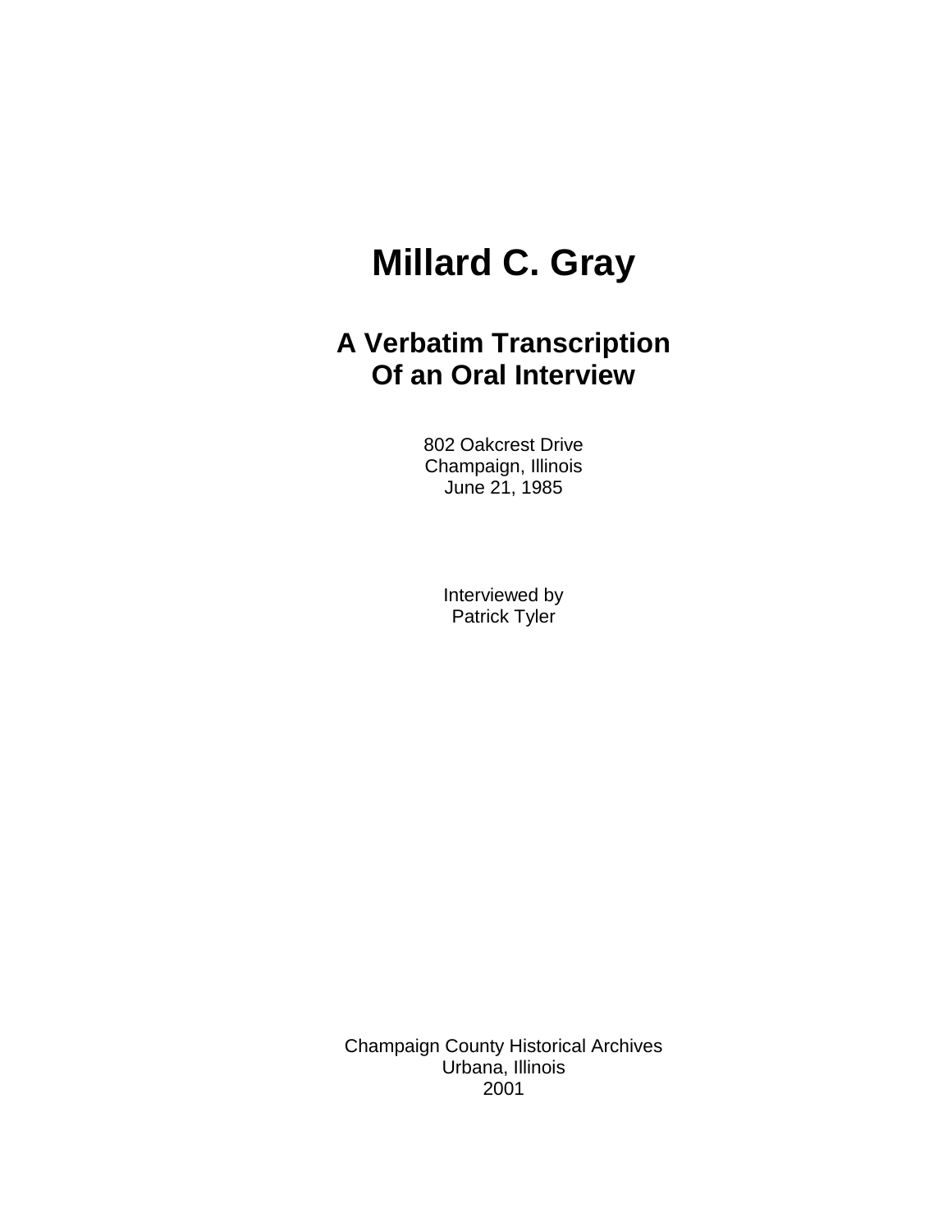# Millard C. Gray

## A Verbatim Transcription
## Of an Oral Interview

802 Oakcrest Drive
Champaign, Illinois
June 21, 1985

Interviewed by
Patrick Tyler

Champaign County Historical Archives
Urbana, Illinois
2001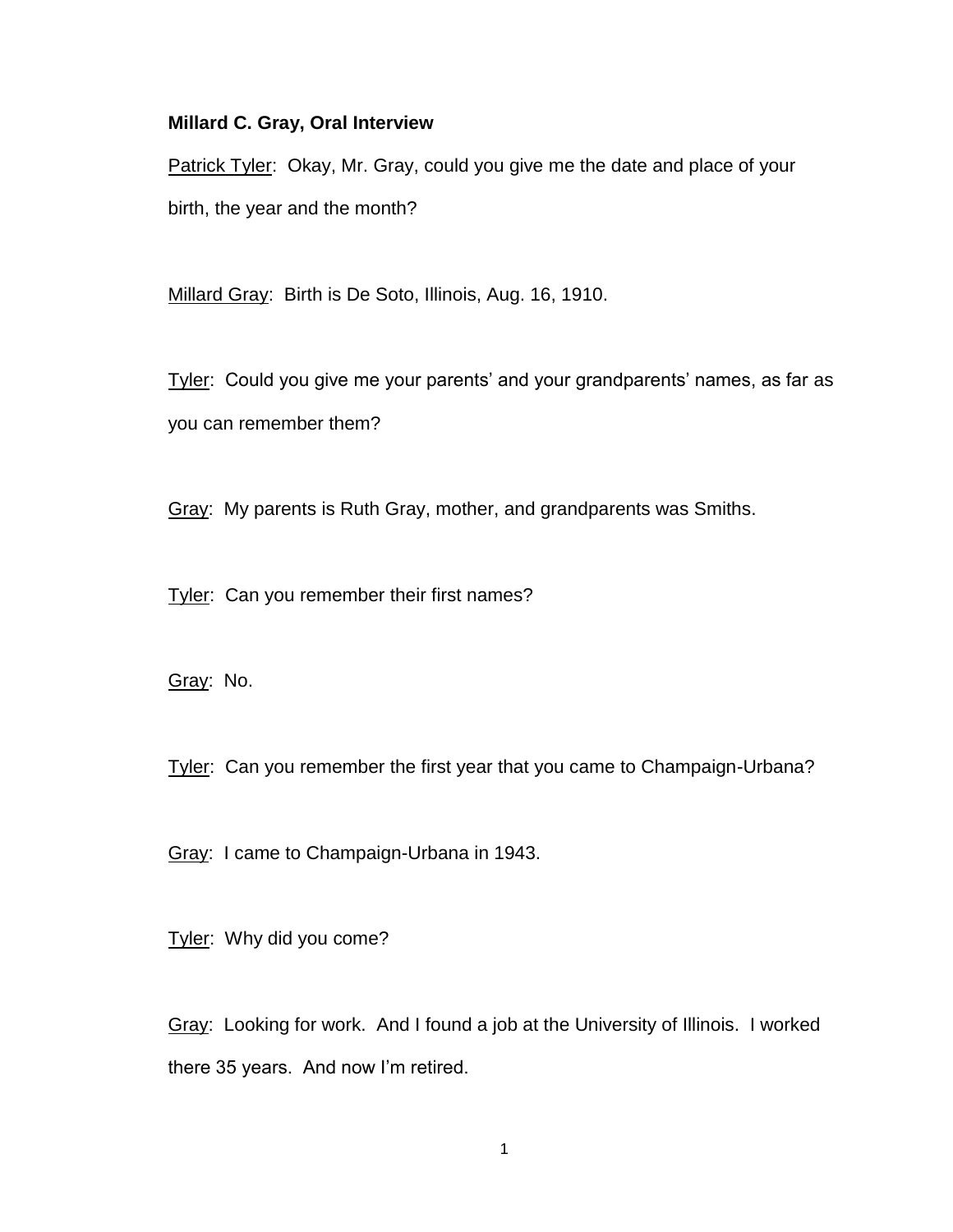**Millard C. Gray, Oral Interview**

Patrick Tyler: Okay, Mr. Gray, could you give me the date and place of your birth, the year and the month?

Millard Gray: Birth is De Soto, Illinois, Aug. 16, 1910.

Tyler: Could you give me your parents' and your grandparents' names, as far as you can remember them?

Gray: My parents is Ruth Gray, mother, and grandparents was Smiths.

Tyler: Can you remember their first names?

Gray: No.

Tyler: Can you remember the first year that you came to Champaign-Urbana?

Gray: I came to Champaign-Urbana in 1943.

Tyler: Why did you come?

Gray: Looking for work. And I found a job at the University of Illinois. I worked there 35 years. And now I'm retired.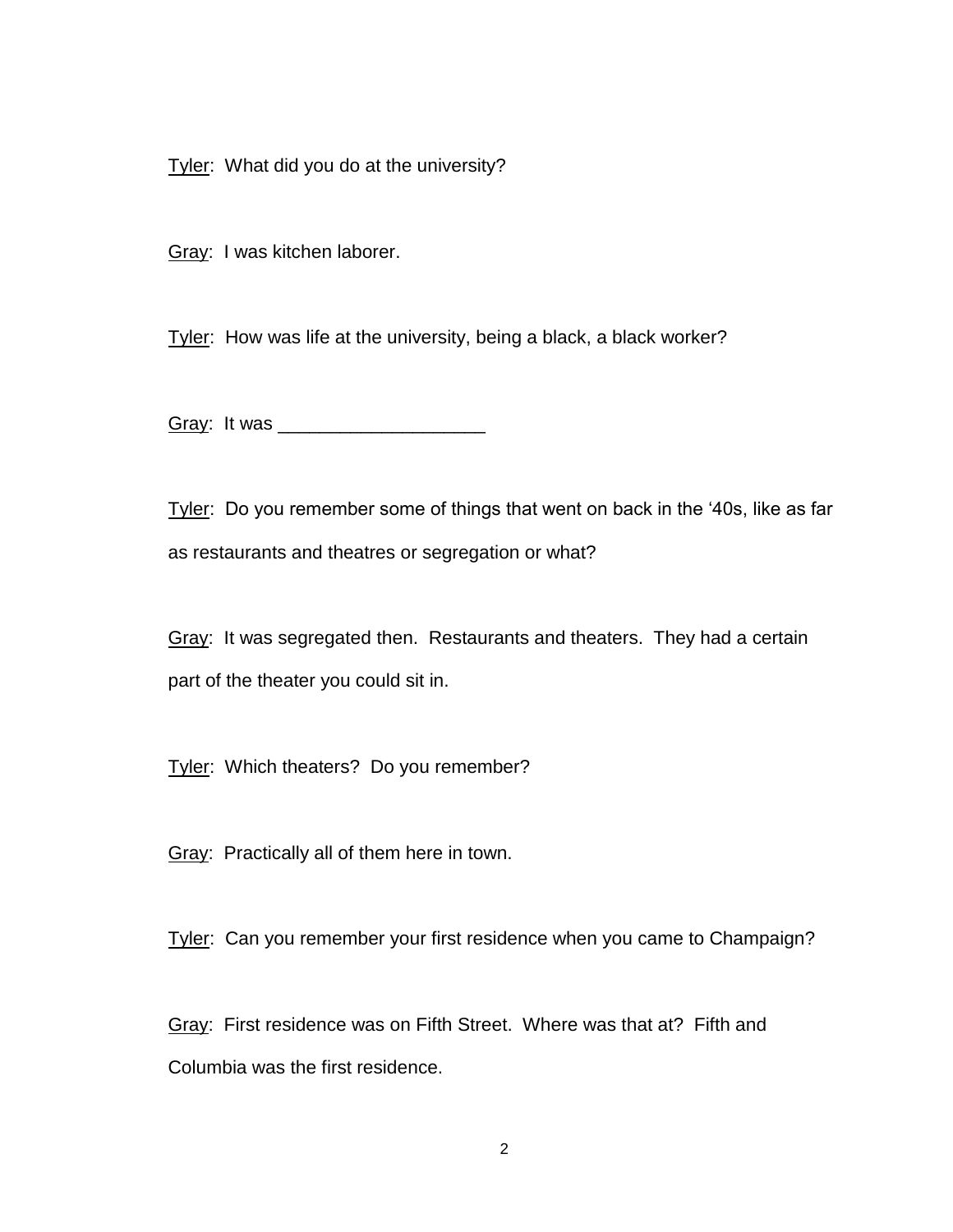<u>Tyler</u>: What did you do at the university?

<u>Gray</u>: I was kitchen laborer.

<u>Tyler</u>: How was life at the university, being a black, a black worker?

<u>Gray</u>: It was ____________________

<u>Tyler</u>: Do you remember some of things that went on back in the '40s, like as far as restaurants and theatres or segregation or what?

<u>Gray</u>: It was segregated then. Restaurants and theaters. They had a certain part of the theater you could sit in.

<u>Tyler</u>: Which theaters? Do you remember?

<u>Gray</u>: Practically all of them here in town.

<u>Tyler</u>: Can you remember your first residence when you came to Champaign?

<u>Gray</u>: First residence was on Fifth Street. Where was that at? Fifth and Columbia was the first residence.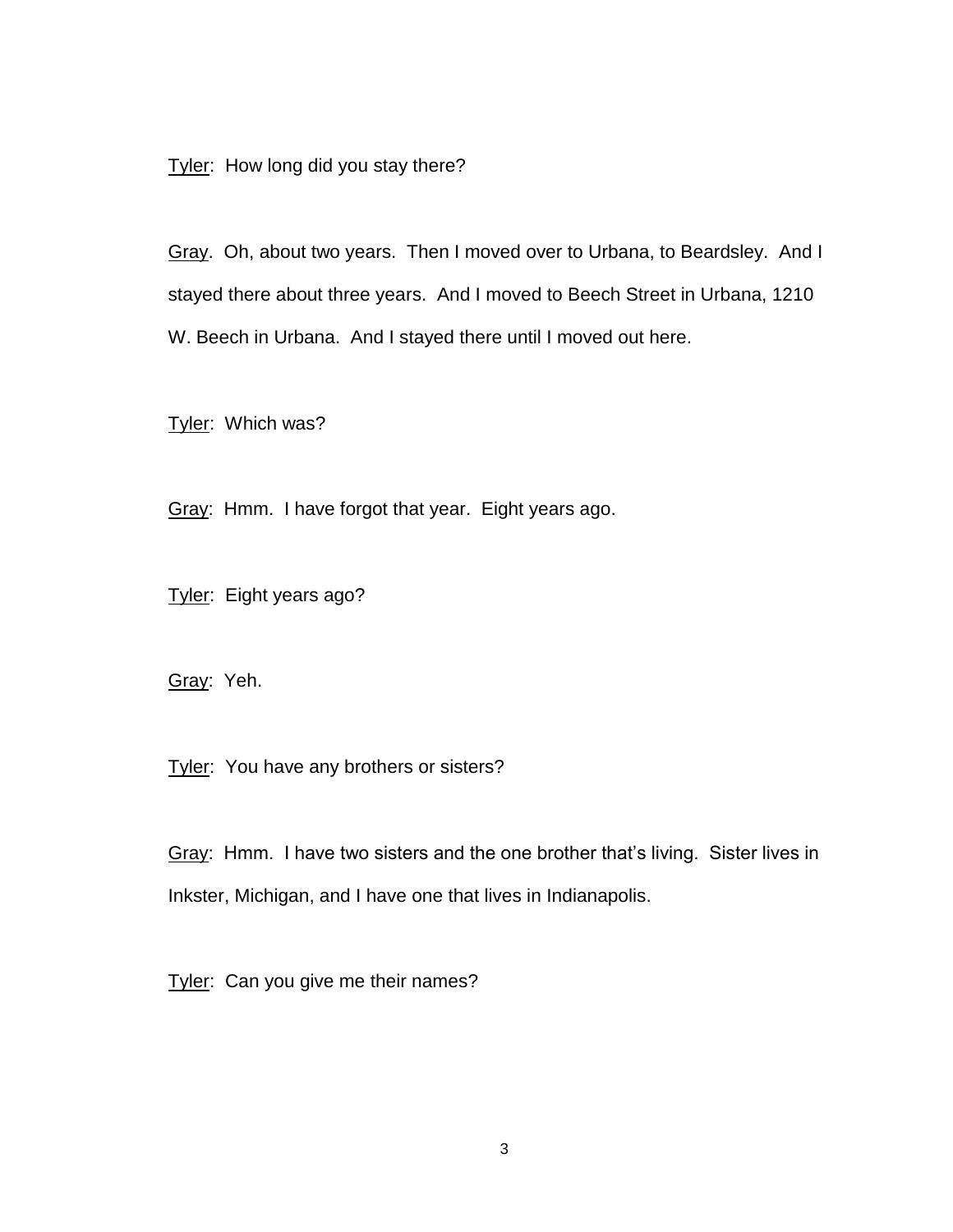<u>Tyler</u>: How long did you stay there?

<u>Gray</u>. Oh, about two years. Then I moved over to Urbana, to Beardsley. And I stayed there about three years. And I moved to Beech Street in Urbana, 1210 W. Beech in Urbana. And I stayed there until I moved out here.

<u>Tyler</u>: Which was?

<u>Gray</u>: Hmm. I have forgot that year. Eight years ago.

<u>Tyler</u>: Eight years ago?

<u>Gray</u>: Yeh.

<u>Tyler</u>: You have any brothers or sisters?

<u>Gray</u>: Hmm. I have two sisters and the one brother that's living. Sister lives in Inkster, Michigan, and I have one that lives in Indianapolis.

<u>Tyler</u>: Can you give me their names?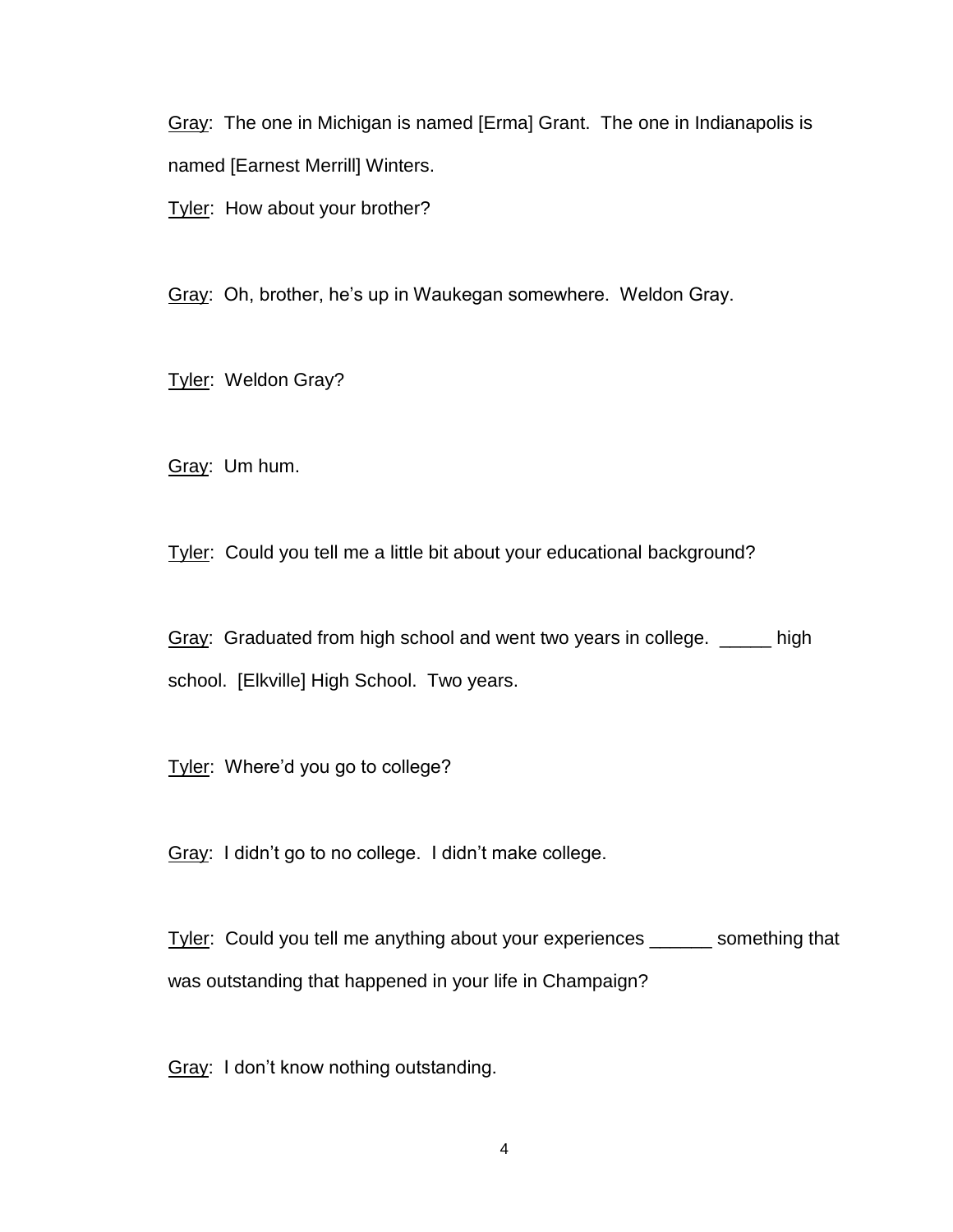Gray: The one in Michigan is named [Erma] Grant. The one in Indianapolis is named [Earnest Merrill] Winters.

Tyler: How about your brother?

Gray: Oh, brother, he's up in Waukegan somewhere. Weldon Gray.

Tyler: Weldon Gray?

Gray: Um hum.

Tyler: Could you tell me a little bit about your educational background?

Gray: Graduated from high school and went two years in college. _____ high school. [Elkville] High School. Two years.

Tyler: Where'd you go to college?

Gray: I didn't go to no college. I didn't make college.

Tyler: Could you tell me anything about your experiences ______ something that was outstanding that happened in your life in Champaign?

Gray: I don't know nothing outstanding.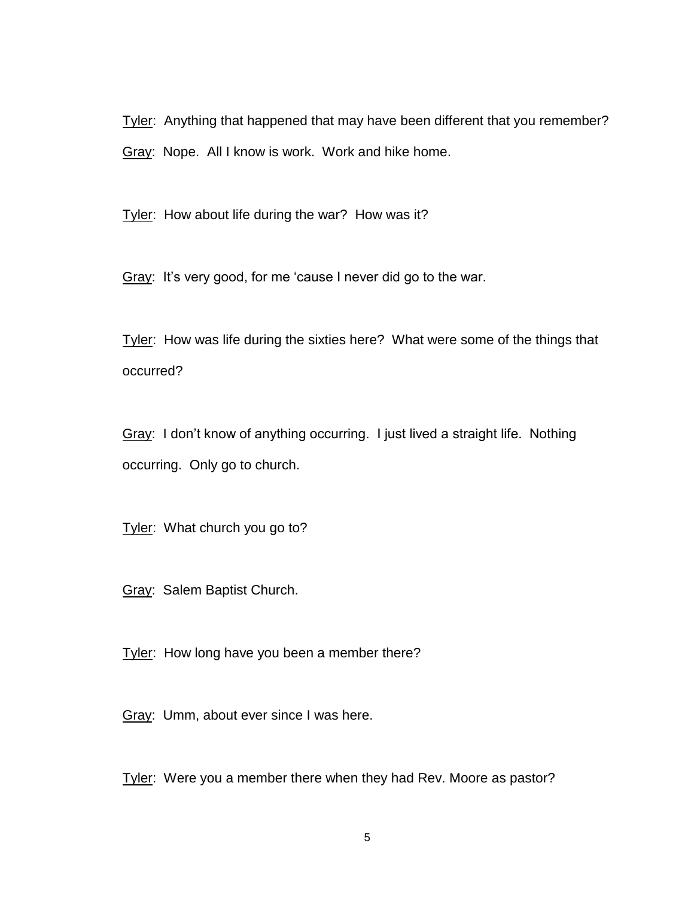<u>Tyler</u>: Anything that happened that may have been different that you remember?

<u>Gray</u>: Nope. All I know is work. Work and hike home.

<u>Tyler</u>: How about life during the war? How was it?

<u>Gray</u>: It's very good, for me 'cause I never did go to the war.

<u>Tyler</u>: How was life during the sixties here? What were some of the things that occurred?

<u>Gray</u>: I don't know of anything occurring. I just lived a straight life. Nothing occurring. Only go to church.

<u>Tyler</u>: What church you go to?

<u>Gray</u>: Salem Baptist Church.

<u>Tyler</u>: How long have you been a member there?

<u>Gray</u>: Umm, about ever since I was here.

<u>Tyler</u>: Were you a member there when they had Rev. Moore as pastor?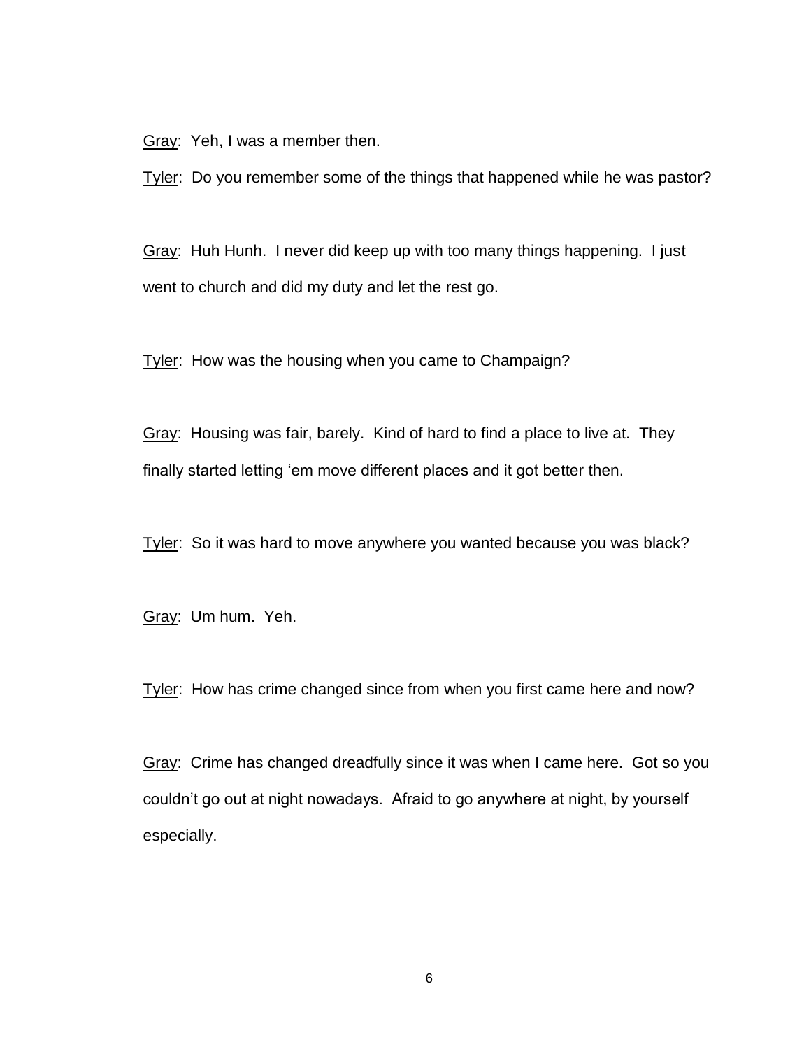Gray: Yeh, I was a member then.

Tyler: Do you remember some of the things that happened while he was pastor?

Gray: Huh Hunh. I never did keep up with too many things happening. I just went to church and did my duty and let the rest go.

Tyler: How was the housing when you came to Champaign?

Gray: Housing was fair, barely. Kind of hard to find a place to live at. They finally started letting 'em move different places and it got better then.

Tyler: So it was hard to move anywhere you wanted because you was black?

Gray: Um hum. Yeh.

Tyler: How has crime changed since from when you first came here and now?

Gray: Crime has changed dreadfully since it was when I came here. Got so you couldn't go out at night nowadays. Afraid to go anywhere at night, by yourself especially.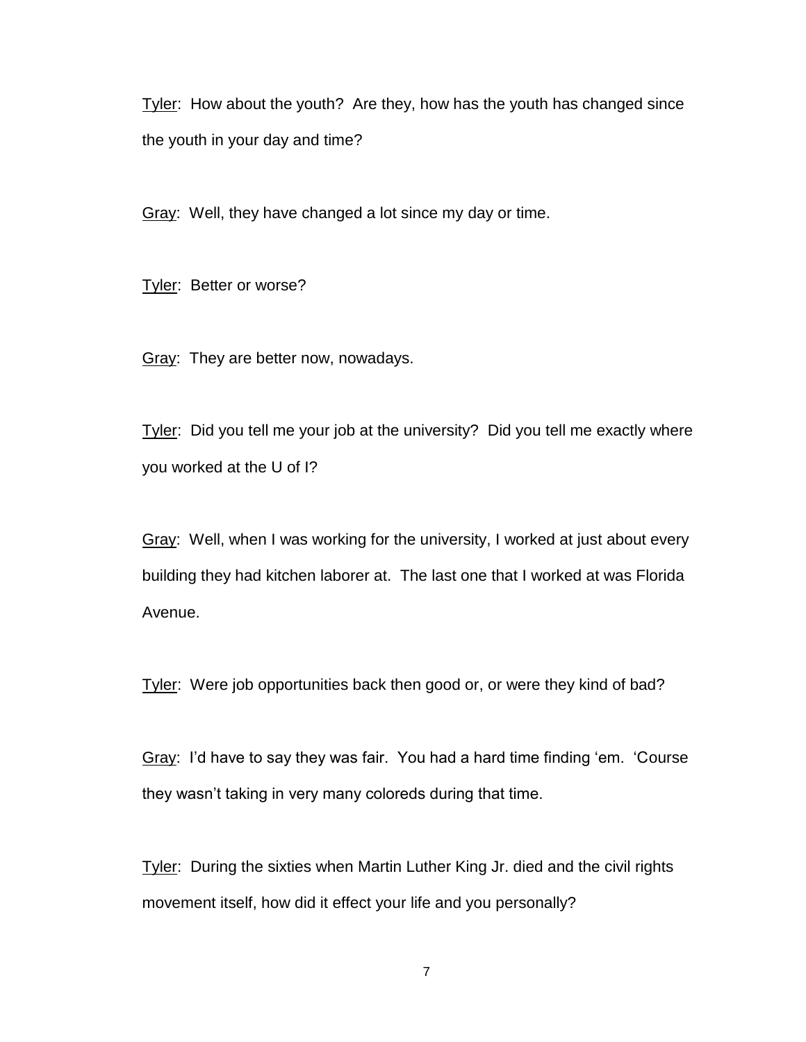Tyler: How about the youth? Are they, how has the youth has changed since the youth in your day and time?

Gray: Well, they have changed a lot since my day or time.

Tyler: Better or worse?

Gray: They are better now, nowadays.

Tyler: Did you tell me your job at the university? Did you tell me exactly where you worked at the U of I?

Gray: Well, when I was working for the university, I worked at just about every building they had kitchen laborer at. The last one that I worked at was Florida Avenue.

Tyler: Were job opportunities back then good or, or were they kind of bad?

Gray: I'd have to say they was fair. You had a hard time finding 'em. 'Course they wasn't taking in very many coloreds during that time.

Tyler: During the sixties when Martin Luther King Jr. died and the civil rights movement itself, how did it effect your life and you personally?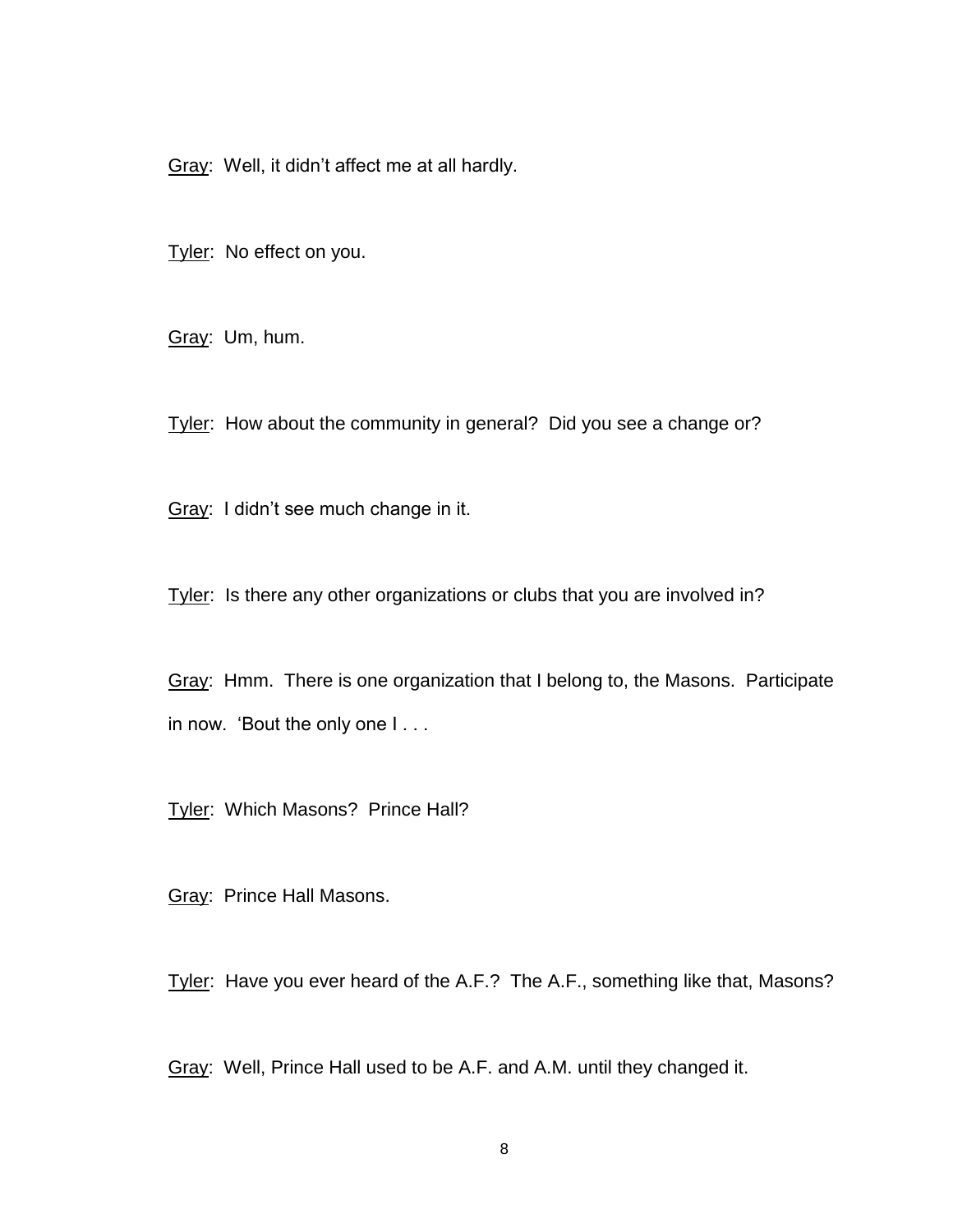<u>Gray</u>: Well, it didn't affect me at all hardly.

<u>Tyler</u>: No effect on you.

<u>Gray</u>: Um, hum.

<u>Tyler</u>: How about the community in general? Did you see a change or?

<u>Gray</u>: I didn't see much change in it.

<u>Tyler</u>: Is there any other organizations or clubs that you are involved in?

<u>Gray</u>: Hmm. There is one organization that I belong to, the Masons. Participate in now. 'Bout the only one I . . .

<u>Tyler</u>: Which Masons? Prince Hall?

<u>Gray</u>: Prince Hall Masons.

<u>Tyler</u>: Have you ever heard of the A.F.? The A.F., something like that, Masons?

<u>Gray</u>: Well, Prince Hall used to be A.F. and A.M. until they changed it.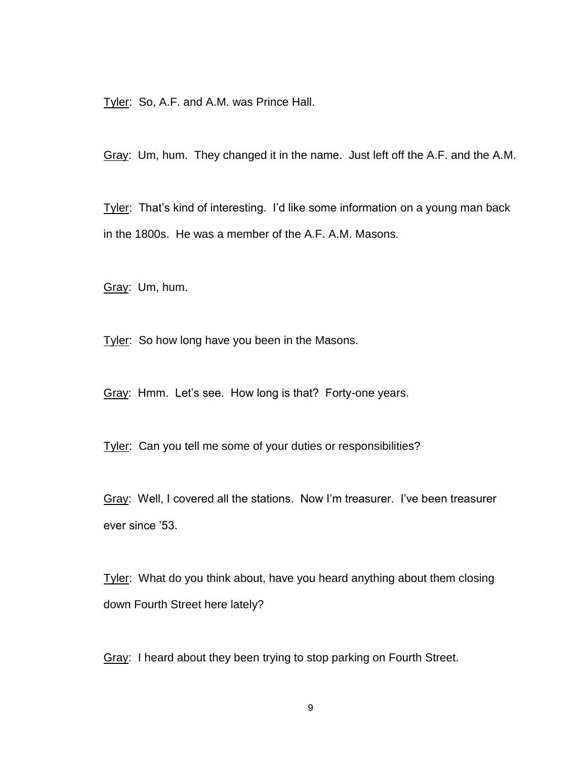<u>Tyler</u>: So, A.F. and A.M. was Prince Hall.

<u>Gray</u>: Um, hum. They changed it in the name. Just left off the A.F. and the A.M.

<u>Tyler</u>: That's kind of interesting. I'd like some information on a young man back in the 1800s. He was a member of the A.F. A.M. Masons.

<u>Gray</u>: Um, hum.

<u>Tyler</u>: So how long have you been in the Masons.

<u>Gray</u>: Hmm. Let's see. How long is that? Forty-one years.

<u>Tyler</u>: Can you tell me some of your duties or responsibilities?

<u>Gray</u>: Well, I covered all the stations. Now I'm treasurer. I've been treasurer ever since '53.

<u>Tyler</u>: What do you think about, have you heard anything about them closing down Fourth Street here lately?

<u>Gray</u>: I heard about they been trying to stop parking on Fourth Street.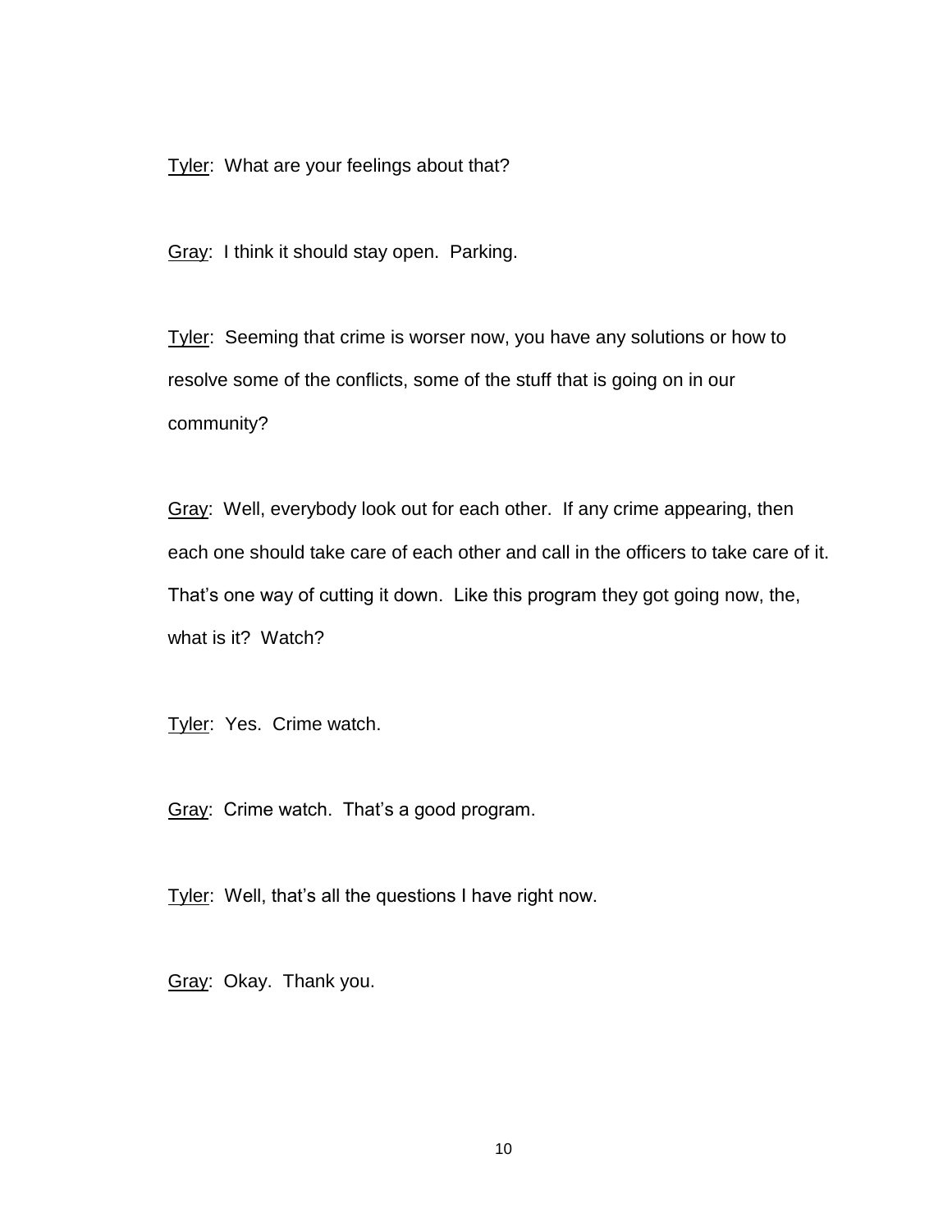Tyler:  What are your feelings about that?

Gray:  I think it should stay open.  Parking.

Tyler:  Seeming that crime is worser now, you have any solutions or how to resolve some of the conflicts, some of the stuff that is going on in our community?

Gray:  Well, everybody look out for each other.  If any crime appearing, then each one should take care of each other and call in the officers to take care of it.  That's one way of cutting it down.  Like this program they got going now, the, what is it?  Watch?

Tyler:  Yes.  Crime watch.

Gray:  Crime watch.  That's a good program.

Tyler:  Well, that's all the questions I have right now.

Gray:  Okay.  Thank you.